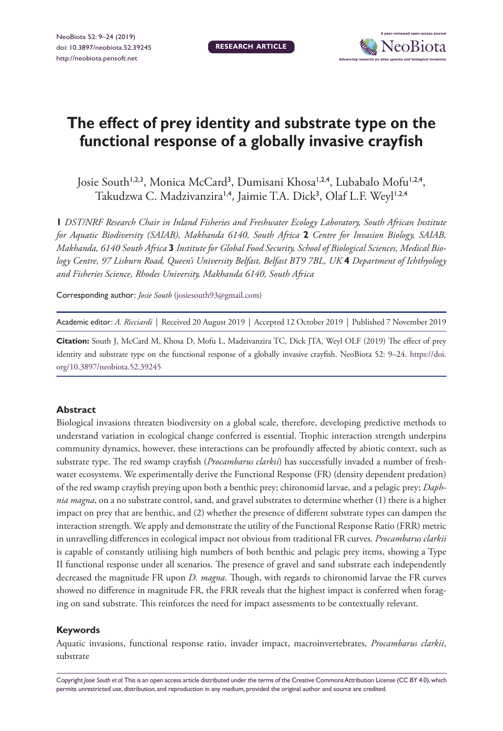**RESEARCH ARTICLE**

# The effect of prey identity and substrate type on the functional response of a globally invasive crayfish

Josie South[1,2,3], Monica McCard[3], Dumisani Khosa[1,2,4], Lubabalo Mofu[1,2,4], Takudzwa C. Madzivanzira[1,4], Jaimie T.A. Dick[3], Olaf L.F. Weyl[1,2,4]

**1** *DST/NRF Research Chair in Inland Fisheries and Freshwater Ecology Laboratory, South African Institute for Aquatic Biodiversity (SAIAB), Makhanda 6140, South Africa* **2** *Centre for Invasion Biology, SAIAB, Makhanda, 6140 South Africa* **3** *Institute for Global Food Security, School of Biological Sciences, Medical Biology Centre, 97 Lisburn Road, Queen's University Belfast, Belfast BT9 7BL, UK* **4** *Department of Ichthyology and Fisheries Science, Rhodes University, Makhanda 6140, South Africa*

Corresponding author: *Josie South* (josiesouth93@gmail.com)

Academic editor: *A. Ricciardi* | Received 20 August 2019 | Accepted 12 October 2019 | Published 7 November 2019

**Citation:** South J, McCard M, Khosa D, Mofu L, Madzivanzira TC, Dick JTA, Weyl OLF (2019) The effect of prey identity and substrate type on the functional response of a globally invasive crayfish. NeoBiota 52: 9–24. https://doi.org/10.3897/neobiota.52.39245

## Abstract

Biological invasions threaten biodiversity on a global scale, therefore, developing predictive methods to understand variation in ecological change conferred is essential. Trophic interaction strength underpins community dynamics, however, these interactions can be profoundly affected by abiotic context, such as substrate type. The red swamp crayfish (*Procambarus clarkii*) has successfully invaded a number of freshwater ecosystems. We experimentally derive the Functional Response (FR) (density dependent predation) of the red swamp crayfish preying upon both a benthic prey; chironomid larvae, and a pelagic prey; *Daphnia magna*, on a no substrate control, sand, and gravel substrates to determine whether (1) there is a higher impact on prey that are benthic, and (2) whether the presence of different substrate types can dampen the interaction strength. We apply and demonstrate the utility of the Functional Response Ratio (FRR) metric in unravelling differences in ecological impact not obvious from traditional FR curves. *Procambarus clarkii* is capable of constantly utilising high numbers of both benthic and pelagic prey items, showing a Type II functional response under all scenarios. The presence of gravel and sand substrate each independently decreased the magnitude FR upon *D. magna*. Though, with regards to chironomid larvae the FR curves showed no difference in magnitude FR, the FRR reveals that the highest impact is conferred when foraging on sand substrate. This reinforces the need for impact assessments to be contextually relevant.

## Keywords

Aquatic invasions, functional response ratio, invader impact, macroinvertebrates, *Procambarus clarkii*, substrate

Copyright *Josie South et al.* This is an open access article distributed under the terms of the Creative Commons Attribution License (CC BY 4.0), which permits unrestricted use, distribution, and reproduction in any medium, provided the original author and source are credited.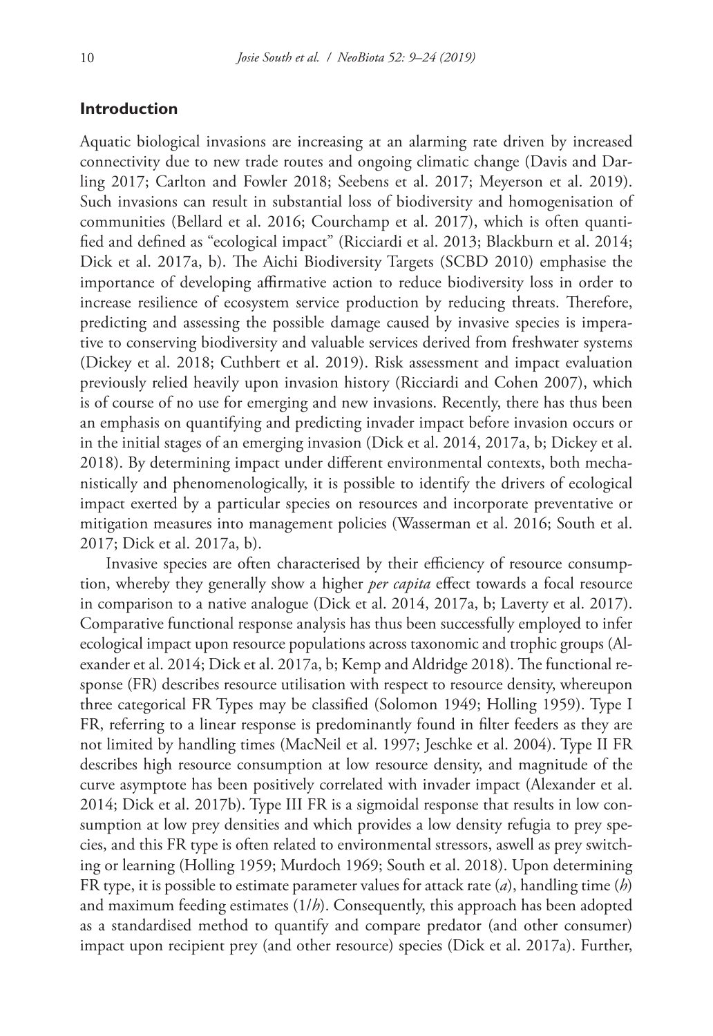## Introduction

Aquatic biological invasions are increasing at an alarming rate driven by increased connectivity due to new trade routes and ongoing climatic change (Davis and Darling 2017; Carlton and Fowler 2018; Seebens et al. 2017; Meyerson et al. 2019). Such invasions can result in substantial loss of biodiversity and homogenisation of communities (Bellard et al. 2016; Courchamp et al. 2017), which is often quantified and defined as "ecological impact" (Ricciardi et al. 2013; Blackburn et al. 2014; Dick et al. 2017a, b). The Aichi Biodiversity Targets (SCBD 2010) emphasise the importance of developing affirmative action to reduce biodiversity loss in order to increase resilience of ecosystem service production by reducing threats. Therefore, predicting and assessing the possible damage caused by invasive species is imperative to conserving biodiversity and valuable services derived from freshwater systems (Dickey et al. 2018; Cuthbert et al. 2019). Risk assessment and impact evaluation previously relied heavily upon invasion history (Ricciardi and Cohen 2007), which is of course of no use for emerging and new invasions. Recently, there has thus been an emphasis on quantifying and predicting invader impact before invasion occurs or in the initial stages of an emerging invasion (Dick et al. 2014, 2017a, b; Dickey et al. 2018). By determining impact under different environmental contexts, both mechanistically and phenomenologically, it is possible to identify the drivers of ecological impact exerted by a particular species on resources and incorporate preventative or mitigation measures into management policies (Wasserman et al. 2016; South et al. 2017; Dick et al. 2017a, b).

Invasive species are often characterised by their efficiency of resource consumption, whereby they generally show a higher *per capita* effect towards a focal resource in comparison to a native analogue (Dick et al. 2014, 2017a, b; Laverty et al. 2017). Comparative functional response analysis has thus been successfully employed to infer ecological impact upon resource populations across taxonomic and trophic groups (Alexander et al. 2014; Dick et al. 2017a, b; Kemp and Aldridge 2018). The functional response (FR) describes resource utilisation with respect to resource density, whereupon three categorical FR Types may be classified (Solomon 1949; Holling 1959). Type I FR, referring to a linear response is predominantly found in filter feeders as they are not limited by handling times (MacNeil et al. 1997; Jeschke et al. 2004). Type II FR describes high resource consumption at low resource density, and magnitude of the curve asymptote has been positively correlated with invader impact (Alexander et al. 2014; Dick et al. 2017b). Type III FR is a sigmoidal response that results in low consumption at low prey densities and which provides a low density refugia to prey species, and this FR type is often related to environmental stressors, aswell as prey switching or learning (Holling 1959; Murdoch 1969; South et al. 2018). Upon determining FR type, it is possible to estimate parameter values for attack rate ($a$), handling time ($h$) and maximum feeding estimates ($1/h$). Consequently, this approach has been adopted as a standardised method to quantify and compare predator (and other consumer) impact upon recipient prey (and other resource) species (Dick et al. 2017a). Further,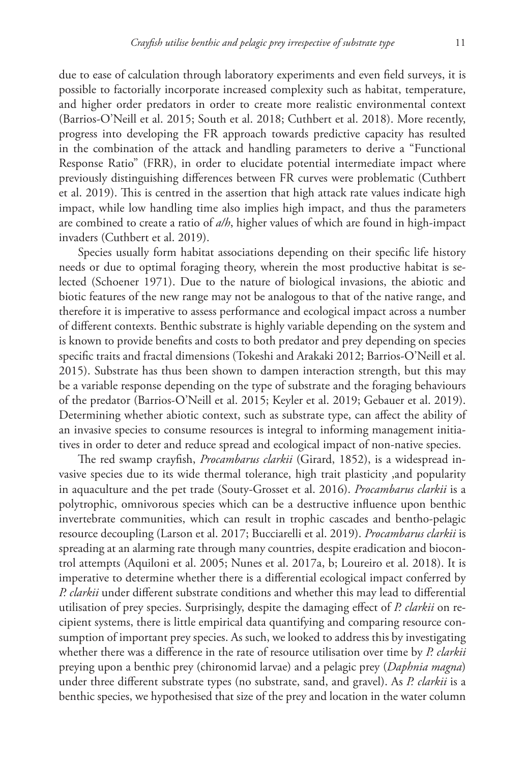due to ease of calculation through laboratory experiments and even field surveys, it is possible to factorially incorporate increased complexity such as habitat, temperature, and higher order predators in order to create more realistic environmental context (Barrios-O'Neill et al. 2015; South et al. 2018; Cuthbert et al. 2018). More recently, progress into developing the FR approach towards predictive capacity has resulted in the combination of the attack and handling parameters to derive a "Functional Response Ratio" (FRR), in order to elucidate potential intermediate impact where previously distinguishing differences between FR curves were problematic (Cuthbert et al. 2019). This is centred in the assertion that high attack rate values indicate high impact, while low handling time also implies high impact, and thus the parameters are combined to create a ratio of *a*/*h*, higher values of which are found in high-impact invaders (Cuthbert et al. 2019).

Species usually form habitat associations depending on their specific life history needs or due to optimal foraging theory, wherein the most productive habitat is selected (Schoener 1971). Due to the nature of biological invasions, the abiotic and biotic features of the new range may not be analogous to that of the native range, and therefore it is imperative to assess performance and ecological impact across a number of different contexts. Benthic substrate is highly variable depending on the system and is known to provide benefits and costs to both predator and prey depending on species specific traits and fractal dimensions (Tokeshi and Arakaki 2012; Barrios-O'Neill et al. 2015). Substrate has thus been shown to dampen interaction strength, but this may be a variable response depending on the type of substrate and the foraging behaviours of the predator (Barrios-O'Neill et al. 2015; Keyler et al. 2019; Gebauer et al. 2019). Determining whether abiotic context, such as substrate type, can affect the ability of an invasive species to consume resources is integral to informing management initiatives in order to deter and reduce spread and ecological impact of non-native species.

The red swamp crayfish, *Procambarus clarkii* (Girard, 1852), is a widespread invasive species due to its wide thermal tolerance, high trait plasticity ,and popularity in aquaculture and the pet trade (Souty-Grosset et al. 2016). *Procambarus clarkii* is a polytrophic, omnivorous species which can be a destructive influence upon benthic invertebrate communities, which can result in trophic cascades and bentho-pelagic resource decoupling (Larson et al. 2017; Bucciarelli et al. 2019). *Procambarus clarkii* is spreading at an alarming rate through many countries, despite eradication and biocontrol attempts (Aquiloni et al. 2005; Nunes et al. 2017a, b; Loureiro et al. 2018). It is imperative to determine whether there is a differential ecological impact conferred by *P. clarkii* under different substrate conditions and whether this may lead to differential utilisation of prey species. Surprisingly, despite the damaging effect of *P. clarkii* on recipient systems, there is little empirical data quantifying and comparing resource consumption of important prey species. As such, we looked to address this by investigating whether there was a difference in the rate of resource utilisation over time by *P. clarkii* preying upon a benthic prey (chironomid larvae) and a pelagic prey (*Daphnia magna*) under three different substrate types (no substrate, sand, and gravel). As *P. clarkii* is a benthic species, we hypothesised that size of the prey and location in the water column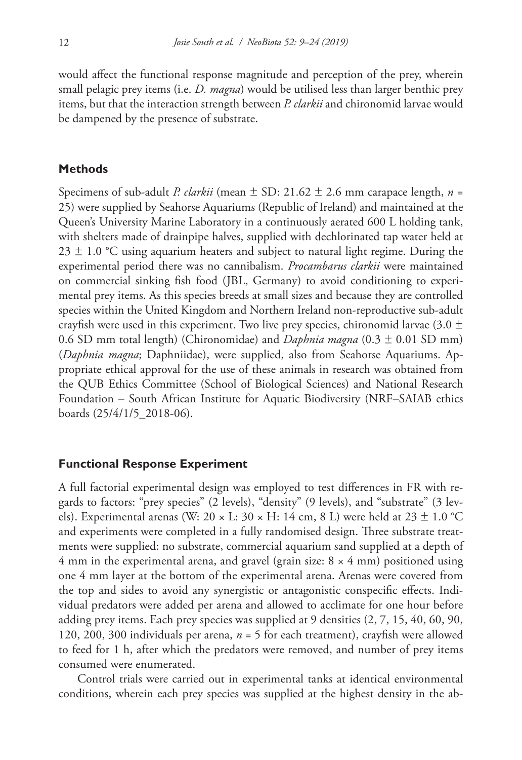would affect the functional response magnitude and perception of the prey, wherein small pelagic prey items (i.e. *D. magna*) would be utilised less than larger benthic prey items, but that the interaction strength between *P. clarkii* and chironomid larvae would be dampened by the presence of substrate.

## Methods

Specimens of sub-adult *P. clarkii* (mean ± SD: 21.62 ± 2.6 mm carapace length, *n* = 25) were supplied by Seahorse Aquariums (Republic of Ireland) and maintained at the Queen's University Marine Laboratory in a continuously aerated 600 L holding tank, with shelters made of drainpipe halves, supplied with dechlorinated tap water held at 23 ± 1.0 °C using aquarium heaters and subject to natural light regime. During the experimental period there was no cannibalism. *Procambarus clarkii* were maintained on commercial sinking fish food (JBL, Germany) to avoid conditioning to experimental prey items. As this species breeds at small sizes and because they are controlled species within the United Kingdom and Northern Ireland non-reproductive sub-adult crayfish were used in this experiment. Two live prey species, chironomid larvae (3.0 ± 0.6 SD mm total length) (Chironomidae) and *Daphnia magna* (0.3 ± 0.01 SD mm) (*Daphnia magna*; Daphniidae), were supplied, also from Seahorse Aquariums. Appropriate ethical approval for the use of these animals in research was obtained from the QUB Ethics Committee (School of Biological Sciences) and National Research Foundation – South African Institute for Aquatic Biodiversity (NRF–SAIAB ethics boards (25/4/1/5_2018-06).

### Functional Response Experiment

A full factorial experimental design was employed to test differences in FR with regards to factors: "prey species" (2 levels), "density" (9 levels), and "substrate" (3 levels). Experimental arenas (W: 20 × L: 30 × H: 14 cm, 8 L) were held at 23 ± 1.0 °C and experiments were completed in a fully randomised design. Three substrate treatments were supplied: no substrate, commercial aquarium sand supplied at a depth of 4 mm in the experimental arena, and gravel (grain size: 8 × 4 mm) positioned using one 4 mm layer at the bottom of the experimental arena. Arenas were covered from the top and sides to avoid any synergistic or antagonistic conspecific effects. Individual predators were added per arena and allowed to acclimate for one hour before adding prey items. Each prey species was supplied at 9 densities (2, 7, 15, 40, 60, 90, 120, 200, 300 individuals per arena, *n* = 5 for each treatment), crayfish were allowed to feed for 1 h, after which the predators were removed, and number of prey items consumed were enumerated.

Control trials were carried out in experimental tanks at identical environmental conditions, wherein each prey species was supplied at the highest density in the ab-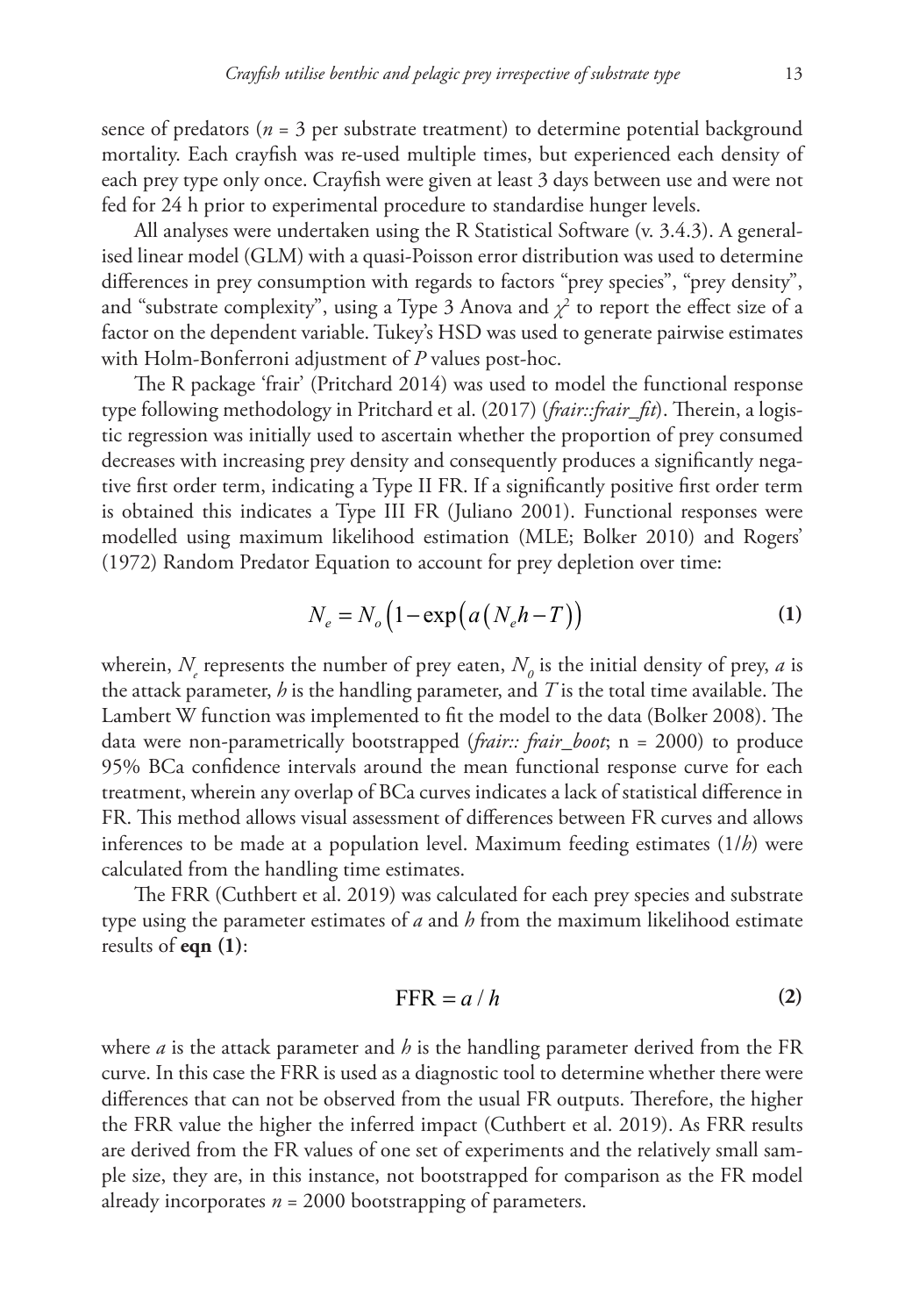sence of predators ($n$ = 3 per substrate treatment) to determine potential background mortality. Each crayfish was re-used multiple times, but experienced each density of each prey type only once. Crayfish were given at least 3 days between use and were not fed for 24 h prior to experimental procedure to standardise hunger levels.

All analyses were undertaken using the R Statistical Software (v. 3.4.3). A generalised linear model (GLM) with a quasi-Poisson error distribution was used to determine differences in prey consumption with regards to factors "prey species", "prey density", and "substrate complexity", using a Type 3 Anova and $\chi^2$ to report the effect size of a factor on the dependent variable. Tukey's HSD was used to generate pairwise estimates with Holm-Bonferroni adjustment of $P$ values post-hoc.

The R package 'frair' (Pritchard 2014) was used to model the functional response type following methodology in Pritchard et al. (2017) (*frair::frair_fit*). Therein, a logistic regression was initially used to ascertain whether the proportion of prey consumed decreases with increasing prey density and consequently produces a significantly negative first order term, indicating a Type II FR. If a significantly positive first order term is obtained this indicates a Type III FR (Juliano 2001). Functional responses were modelled using maximum likelihood estimation (MLE; Bolker 2010) and Rogers' (1972) Random Predator Equation to account for prey depletion over time:

$$N_e = N_o\left(1 - \exp\left(a\left(N_e h - T\right)\right)\right) \tag{1}$$

wherein, $N_e$ represents the number of prey eaten, $N_0$ is the initial density of prey, $a$ is the attack parameter, $h$ is the handling parameter, and $T$ is the total time available. The Lambert W function was implemented to fit the model to the data (Bolker 2008). The data were non-parametrically bootstrapped (*frair:: frair_boot*; n = 2000) to produce 95% BCa confidence intervals around the mean functional response curve for each treatment, wherein any overlap of BCa curves indicates a lack of statistical difference in FR. This method allows visual assessment of differences between FR curves and allows inferences to be made at a population level. Maximum feeding estimates (1/$h$) were calculated from the handling time estimates.

The FRR (Cuthbert et al. 2019) was calculated for each prey species and substrate type using the parameter estimates of $a$ and $h$ from the maximum likelihood estimate results of **eqn (1)**:

$$\text{FFR} = a / h \tag{2}$$

where $a$ is the attack parameter and $h$ is the handling parameter derived from the FR curve. In this case the FRR is used as a diagnostic tool to determine whether there were differences that can not be observed from the usual FR outputs. Therefore, the higher the FRR value the higher the inferred impact (Cuthbert et al. 2019). As FRR results are derived from the FR values of one set of experiments and the relatively small sample size, they are, in this instance, not bootstrapped for comparison as the FR model already incorporates $n$ = 2000 bootstrapping of parameters.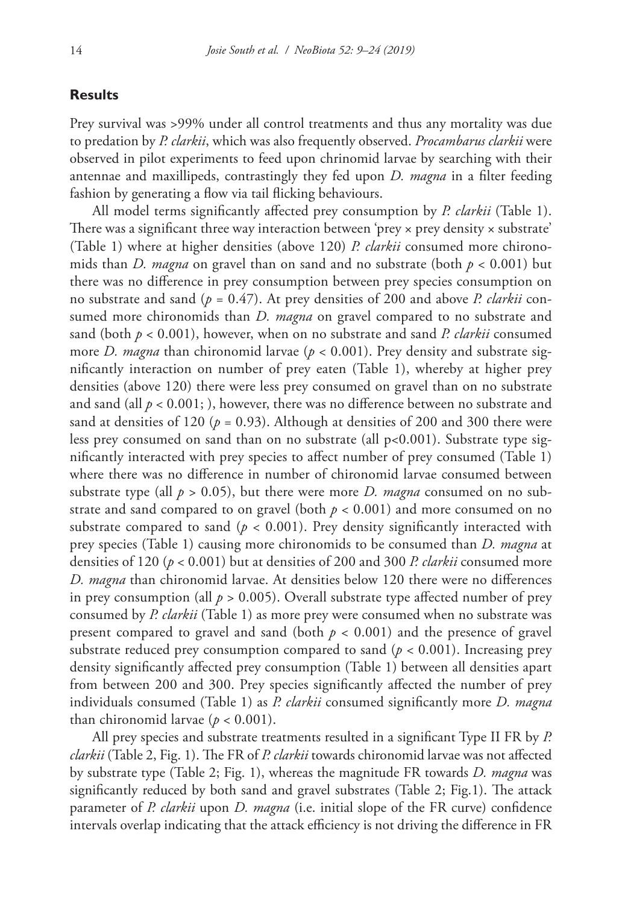## Results

Prey survival was >99% under all control treatments and thus any mortality was due to predation by *P. clarkii*, which was also frequently observed. *Procambarus clarkii* were observed in pilot experiments to feed upon chrinomid larvae by searching with their antennae and maxillipeds, contrastingly they fed upon *D. magna* in a filter feeding fashion by generating a flow via tail flicking behaviours.

All model terms significantly affected prey consumption by *P. clarkii* (Table 1). There was a significant three way interaction between 'prey × prey density × substrate' (Table 1) where at higher densities (above 120) *P. clarkii* consumed more chironomids than *D. magna* on gravel than on sand and no substrate (both $p < 0.001$) but there was no difference in prey consumption between prey species consumption on no substrate and sand ($p = 0.47$). At prey densities of 200 and above *P. clarkii* consumed more chironomids than *D. magna* on gravel compared to no substrate and sand (both $p < 0.001$), however, when on no substrate and sand *P. clarkii* consumed more *D. magna* than chironomid larvae ($p < 0.001$). Prey density and substrate significantly interaction on number of prey eaten (Table 1), whereby at higher prey densities (above 120) there were less prey consumed on gravel than on no substrate and sand (all $p < 0.001$; ), however, there was no difference between no substrate and sand at densities of 120 ($p = 0.93$). Although at densities of 200 and 300 there were less prey consumed on sand than on no substrate (all $p<0.001$). Substrate type significantly interacted with prey species to affect number of prey consumed (Table 1) where there was no difference in number of chironomid larvae consumed between substrate type (all $p > 0.05$), but there were more *D. magna* consumed on no substrate and sand compared to on gravel (both $p < 0.001$) and more consumed on no substrate compared to sand ($p < 0.001$). Prey density significantly interacted with prey species (Table 1) causing more chironomids to be consumed than *D. magna* at densities of 120 ($p < 0.001$) but at densities of 200 and 300 *P. clarkii* consumed more *D. magna* than chironomid larvae. At densities below 120 there were no differences in prey consumption (all $p > 0.005$). Overall substrate type affected number of prey consumed by *P. clarkii* (Table 1) as more prey were consumed when no substrate was present compared to gravel and sand (both $p < 0.001$) and the presence of gravel substrate reduced prey consumption compared to sand ($p < 0.001$). Increasing prey density significantly affected prey consumption (Table 1) between all densities apart from between 200 and 300. Prey species significantly affected the number of prey individuals consumed (Table 1) as *P. clarkii* consumed significantly more *D. magna* than chironomid larvae ($p < 0.001$).

All prey species and substrate treatments resulted in a significant Type II FR by *P. clarkii* (Table 2, Fig. 1). The FR of *P. clarkii* towards chironomid larvae was not affected by substrate type (Table 2; Fig. 1), whereas the magnitude FR towards *D. magna* was significantly reduced by both sand and gravel substrates (Table 2; Fig.1). The attack parameter of *P. clarkii* upon *D. magna* (i.e. initial slope of the FR curve) confidence intervals overlap indicating that the attack efficiency is not driving the difference in FR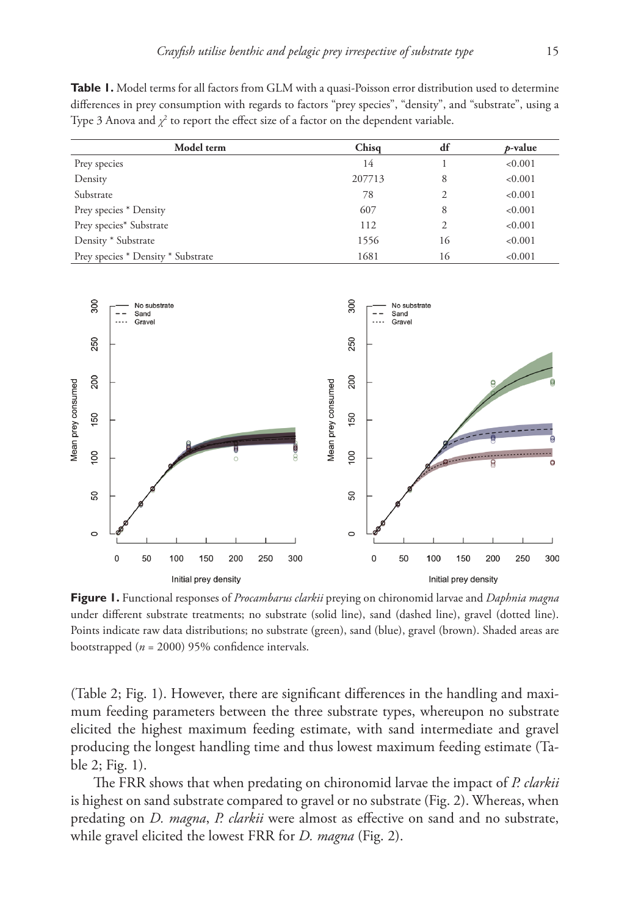**Table 1.** Model terms for all factors from GLM with a quasi-Poisson error distribution used to determine differences in prey consumption with regards to factors "prey species", "density", and "substrate", using a Type 3 Anova and $\chi^2$ to report the effect size of a factor on the dependent variable.

| Model term | Chisq | df | *p*-value |
|---|---|---|---|
| Prey species | 14 | 1 | <0.001 |
| Density | 207713 | 8 | <0.001 |
| Substrate | 78 | 2 | <0.001 |
| Prey species * Density | 607 | 8 | <0.001 |
| Prey species* Substrate | 112 | 2 | <0.001 |
| Density * Substrate | 1556 | 16 | <0.001 |
| Prey species * Density * Substrate | 1681 | 16 | <0.001 |

**Figure 1.** Functional responses of *Procambarus clarkii* preying on chironomid larvae and *Daphnia magna* under different substrate treatments; no substrate (solid line), sand (dashed line), gravel (dotted line). Points indicate raw data distributions; no substrate (green), sand (blue), gravel (brown). Shaded areas are bootstrapped ($n$ = 2000) 95% confidence intervals.

(Table 2; Fig. 1). However, there are significant differences in the handling and maximum feeding parameters between the three substrate types, whereupon no substrate elicited the highest maximum feeding estimate, with sand intermediate and gravel producing the longest handling time and thus lowest maximum feeding estimate (Table 2; Fig. 1).

The FRR shows that when predating on chironomid larvae the impact of *P. clarkii* is highest on sand substrate compared to gravel or no substrate (Fig. 2). Whereas, when predating on *D. magna*, *P. clarkii* were almost as effective on sand and no substrate, while gravel elicited the lowest FRR for *D. magna* (Fig. 2).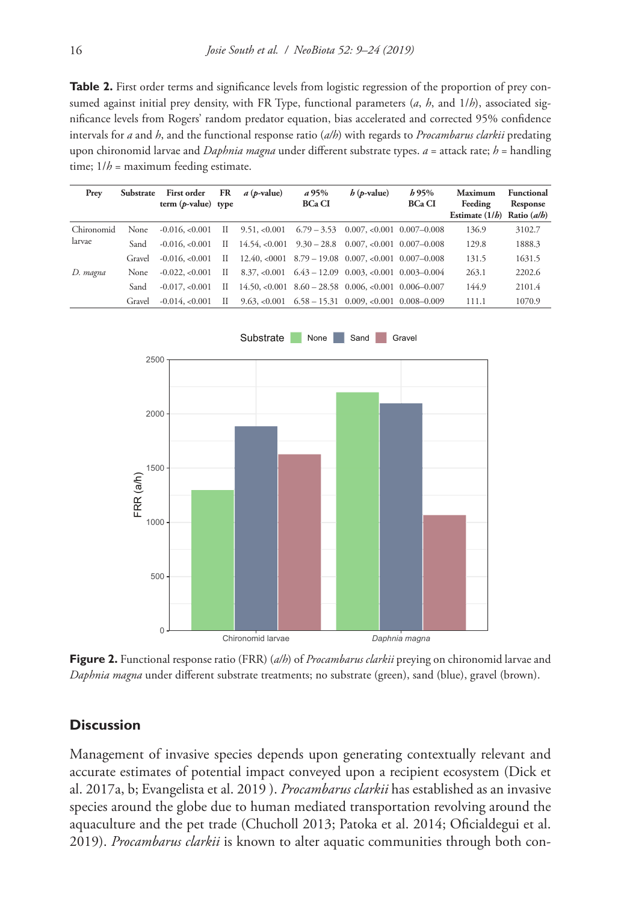**Table 2.** First order terms and significance levels from logistic regression of the proportion of prey consumed against initial prey density, with FR Type, functional parameters (*a*, *h*, and 1/*h*), associated significance levels from Rogers' random predator equation, bias accelerated and corrected 95% confidence intervals for *a* and *h*, and the functional response ratio (*a*/*h*) with regards to *Procambarus clarkii* predating upon chironomid larvae and *Daphnia magna* under different substrate types. *a* = attack rate; *h* = handling time; 1/*h* = maximum feeding estimate.

| Prey | Substrate | First order term (*p*-value) | FR type | *a* (*p*-value) | *a* 95% BCa CI | *h* (*p*-value) | *h* 95% BCa CI | Maximum Feeding Estimate (1/*h*) | Functional Response Ratio (*a*/*h*) |
|---|---|---|---|---|---|---|---|---|---|
| Chironomid larvae | None | -0.016, <0.001 | II | 9.51, <0.001 | 6.79 – 3.53 | 0.007, <0.001 | 0.007–0.008 | 136.9 | 3102.7 |
| | Sand | -0.016, <0.001 | II | 14.54, <0.001 | 9.30 – 28.8 | 0.007, <0.001 | 0.007–0.008 | 129.8 | 1888.3 |
| | Gravel | -0.016, <0.001 | II | 12.40, <0001 | 8.79 – 19.08 | 0.007, <0.001 | 0.007–0.008 | 131.5 | 1631.5 |
| *D. magna* | None | -0.022, <0.001 | II | 8.37, <0.001 | 6.43 – 12.09 | 0.003, <0.001 | 0.003–0.004 | 263.1 | 2202.6 |
| | Sand | -0.017, <0.001 | II | 14.50, <0.001 | 8.60 – 28.58 | 0.006, <0.001 | 0.006–0.007 | 144.9 | 2101.4 |
| | Gravel | -0.014, <0.001 | II | 9.63, <0.001 | 6.58 – 15.31 | 0.009, <0.001 | 0.008–0.009 | 111.1 | 1070.9 |

**Figure 2.** Functional response ratio (FRR) (*a*/*h*) of *Procambarus clarkii* preying on chironomid larvae and *Daphnia magna* under different substrate treatments; no substrate (green), sand (blue), gravel (brown).

## Discussion

Management of invasive species depends upon generating contextually relevant and accurate estimates of potential impact conveyed upon a recipient ecosystem (Dick et al. 2017a, b; Evangelista et al. 2019 ). *Procambarus clarkii* has established as an invasive species around the globe due to human mediated transportation revolving around the aquaculture and the pet trade (Chucholl 2013; Patoka et al. 2014; Oficialdegui et al. 2019). *Procambarus clarkii* is known to alter aquatic communities through both con-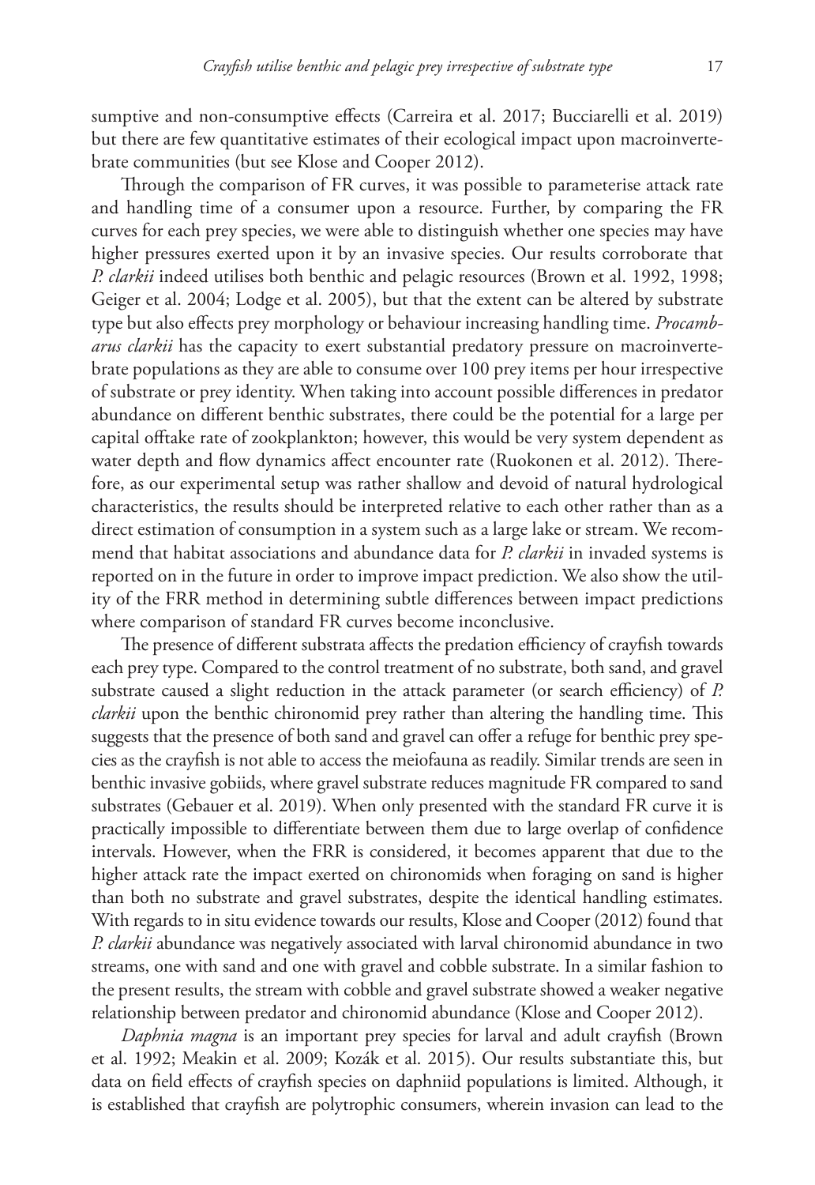sumptive and non-consumptive effects (Carreira et al. 2017; Bucciarelli et al. 2019) but there are few quantitative estimates of their ecological impact upon macroinvertebrate communities (but see Klose and Cooper 2012).

Through the comparison of FR curves, it was possible to parameterise attack rate and handling time of a consumer upon a resource. Further, by comparing the FR curves for each prey species, we were able to distinguish whether one species may have higher pressures exerted upon it by an invasive species. Our results corroborate that *P. clarkii* indeed utilises both benthic and pelagic resources (Brown et al. 1992, 1998; Geiger et al. 2004; Lodge et al. 2005), but that the extent can be altered by substrate type but also effects prey morphology or behaviour increasing handling time. *Procambarus clarkii* has the capacity to exert substantial predatory pressure on macroinvertebrate populations as they are able to consume over 100 prey items per hour irrespective of substrate or prey identity. When taking into account possible differences in predator abundance on different benthic substrates, there could be the potential for a large per capital offtake rate of zookplankton; however, this would be very system dependent as water depth and flow dynamics affect encounter rate (Ruokonen et al. 2012). Therefore, as our experimental setup was rather shallow and devoid of natural hydrological characteristics, the results should be interpreted relative to each other rather than as a direct estimation of consumption in a system such as a large lake or stream. We recommend that habitat associations and abundance data for *P. clarkii* in invaded systems is reported on in the future in order to improve impact prediction. We also show the utility of the FRR method in determining subtle differences between impact predictions where comparison of standard FR curves become inconclusive.

The presence of different substrata affects the predation efficiency of crayfish towards each prey type. Compared to the control treatment of no substrate, both sand, and gravel substrate caused a slight reduction in the attack parameter (or search efficiency) of *P. clarkii* upon the benthic chironomid prey rather than altering the handling time. This suggests that the presence of both sand and gravel can offer a refuge for benthic prey species as the crayfish is not able to access the meiofauna as readily. Similar trends are seen in benthic invasive gobiids, where gravel substrate reduces magnitude FR compared to sand substrates (Gebauer et al. 2019). When only presented with the standard FR curve it is practically impossible to differentiate between them due to large overlap of confidence intervals. However, when the FRR is considered, it becomes apparent that due to the higher attack rate the impact exerted on chironomids when foraging on sand is higher than both no substrate and gravel substrates, despite the identical handling estimates. With regards to in situ evidence towards our results, Klose and Cooper (2012) found that *P. clarkii* abundance was negatively associated with larval chironomid abundance in two streams, one with sand and one with gravel and cobble substrate. In a similar fashion to the present results, the stream with cobble and gravel substrate showed a weaker negative relationship between predator and chironomid abundance (Klose and Cooper 2012).

*Daphnia magna* is an important prey species for larval and adult crayfish (Brown et al. 1992; Meakin et al. 2009; Kozák et al. 2015). Our results substantiate this, but data on field effects of crayfish species on daphniid populations is limited. Although, it is established that crayfish are polytrophic consumers, wherein invasion can lead to the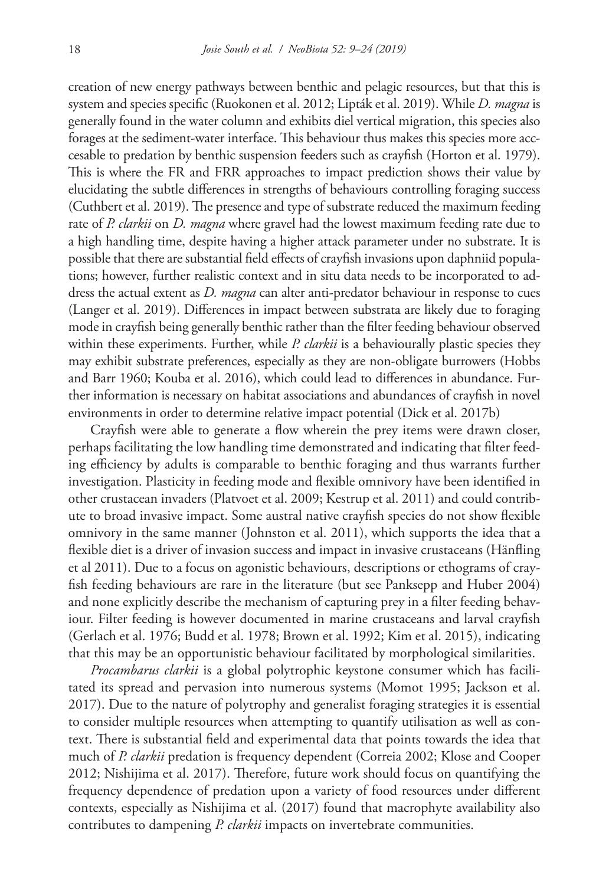creation of new energy pathways between benthic and pelagic resources, but that this is system and species specific (Ruokonen et al. 2012; Lipták et al. 2019). While *D. magna* is generally found in the water column and exhibits diel vertical migration, this species also forages at the sediment-water interface. This behaviour thus makes this species more acccesable to predation by benthic suspension feeders such as crayfish (Horton et al. 1979). This is where the FR and FRR approaches to impact prediction shows their value by elucidating the subtle differences in strengths of behaviours controlling foraging success (Cuthbert et al. 2019). The presence and type of substrate reduced the maximum feeding rate of *P. clarkii* on *D. magna* where gravel had the lowest maximum feeding rate due to a high handling time, despite having a higher attack parameter under no substrate. It is possible that there are substantial field effects of crayfish invasions upon daphniid populations; however, further realistic context and in situ data needs to be incorporated to address the actual extent as *D. magna* can alter anti-predator behaviour in response to cues (Langer et al. 2019). Differences in impact between substrata are likely due to foraging mode in crayfish being generally benthic rather than the filter feeding behaviour observed within these experiments. Further, while *P. clarkii* is a behaviourally plastic species they may exhibit substrate preferences, especially as they are non-obligate burrowers (Hobbs and Barr 1960; Kouba et al. 2016), which could lead to differences in abundance. Further information is necessary on habitat associations and abundances of crayfish in novel environments in order to determine relative impact potential (Dick et al. 2017b)

Crayfish were able to generate a flow wherein the prey items were drawn closer, perhaps facilitating the low handling time demonstrated and indicating that filter feeding efficiency by adults is comparable to benthic foraging and thus warrants further investigation. Plasticity in feeding mode and flexible omnivory have been identified in other crustacean invaders (Platvoet et al. 2009; Kestrup et al. 2011) and could contribute to broad invasive impact. Some austral native crayfish species do not show flexible omnivory in the same manner (Johnston et al. 2011), which supports the idea that a flexible diet is a driver of invasion success and impact in invasive crustaceans (Hänfling et al 2011). Due to a focus on agonistic behaviours, descriptions or ethograms of crayfish feeding behaviours are rare in the literature (but see Panksepp and Huber 2004) and none explicitly describe the mechanism of capturing prey in a filter feeding behaviour. Filter feeding is however documented in marine crustaceans and larval crayfish (Gerlach et al. 1976; Budd et al. 1978; Brown et al. 1992; Kim et al. 2015), indicating that this may be an opportunistic behaviour facilitated by morphological similarities.

*Procambarus clarkii* is a global polytrophic keystone consumer which has facilitated its spread and pervasion into numerous systems (Momot 1995; Jackson et al. 2017). Due to the nature of polytrophy and generalist foraging strategies it is essential to consider multiple resources when attempting to quantify utilisation as well as context. There is substantial field and experimental data that points towards the idea that much of *P. clarkii* predation is frequency dependent (Correia 2002; Klose and Cooper 2012; Nishijima et al. 2017). Therefore, future work should focus on quantifying the frequency dependence of predation upon a variety of food resources under different contexts, especially as Nishijima et al. (2017) found that macrophyte availability also contributes to dampening *P. clarkii* impacts on invertebrate communities.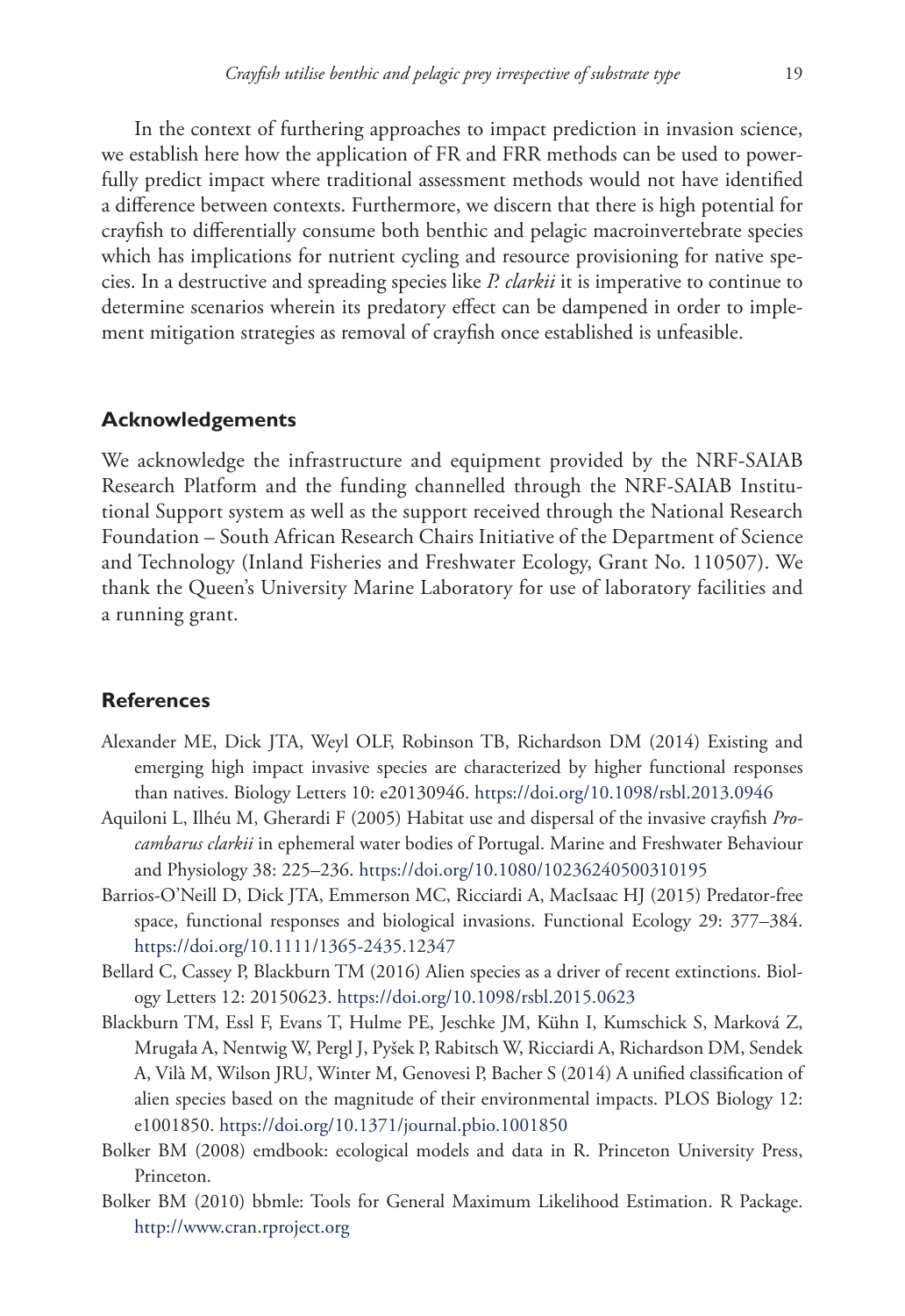In the context of furthering approaches to impact prediction in invasion science, we establish here how the application of FR and FRR methods can be used to powerfully predict impact where traditional assessment methods would not have identified a difference between contexts. Furthermore, we discern that there is high potential for crayfish to differentially consume both benthic and pelagic macroinvertebrate species which has implications for nutrient cycling and resource provisioning for native species. In a destructive and spreading species like *P. clarkii* it is imperative to continue to determine scenarios wherein its predatory effect can be dampened in order to implement mitigation strategies as removal of crayfish once established is unfeasible.

## Acknowledgements

We acknowledge the infrastructure and equipment provided by the NRF-SAIAB Research Platform and the funding channelled through the NRF-SAIAB Institutional Support system as well as the support received through the National Research Foundation – South African Research Chairs Initiative of the Department of Science and Technology (Inland Fisheries and Freshwater Ecology, Grant No. 110507). We thank the Queen's University Marine Laboratory for use of laboratory facilities and a running grant.

## References

Alexander ME, Dick JTA, Weyl OLF, Robinson TB, Richardson DM (2014) Existing and emerging high impact invasive species are characterized by higher functional responses than natives. Biology Letters 10: e20130946. https://doi.org/10.1098/rsbl.2013.0946

Aquiloni L, Ilhéu M, Gherardi F (2005) Habitat use and dispersal of the invasive crayfish *Procambarus clarkii* in ephemeral water bodies of Portugal. Marine and Freshwater Behaviour and Physiology 38: 225–236. https://doi.org/10.1080/10236240500310195

Barrios-O'Neill D, Dick JTA, Emmerson MC, Ricciardi A, MacIsaac HJ (2015) Predator-free space, functional responses and biological invasions. Functional Ecology 29: 377–384. https://doi.org/10.1111/1365-2435.12347

Bellard C, Cassey P, Blackburn TM (2016) Alien species as a driver of recent extinctions. Biology Letters 12: 20150623. https://doi.org/10.1098/rsbl.2015.0623

Blackburn TM, Essl F, Evans T, Hulme PE, Jeschke JM, Kühn I, Kumschick S, Marková Z, Mrugała A, Nentwig W, Pergl J, Pyšek P, Rabitsch W, Ricciardi A, Richardson DM, Sendek A, Vilà M, Wilson JRU, Winter M, Genovesi P, Bacher S (2014) A unified classification of alien species based on the magnitude of their environmental impacts. PLOS Biology 12: e1001850. https://doi.org/10.1371/journal.pbio.1001850

Bolker BM (2008) emdbook: ecological models and data in R. Princeton University Press, Princeton.

Bolker BM (2010) bbmle: Tools for General Maximum Likelihood Estimation. R Package. http://www.cran.rproject.org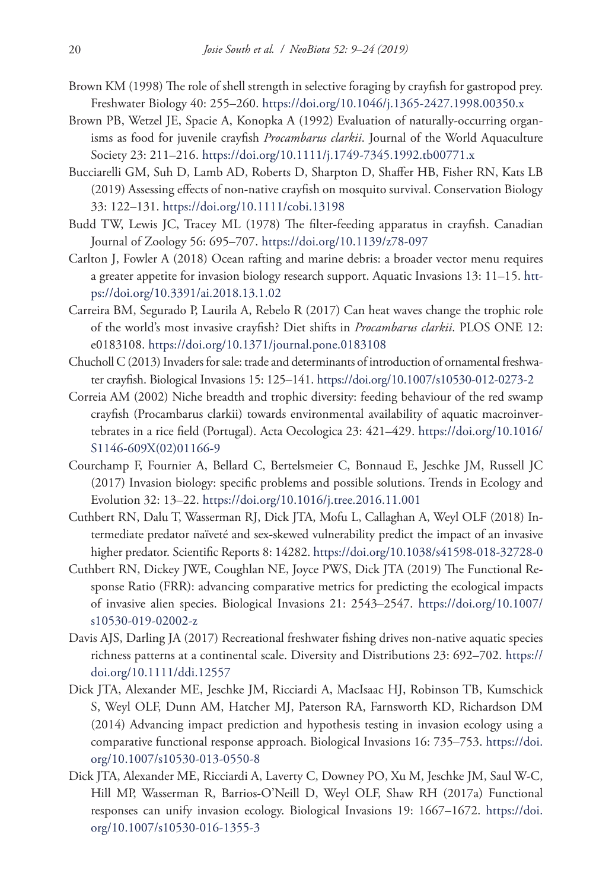Brown KM (1998) The role of shell strength in selective foraging by crayfish for gastropod prey. Freshwater Biology 40: 255–260. https://doi.org/10.1046/j.1365-2427.1998.00350.x

Brown PB, Wetzel JE, Spacie A, Konopka A (1992) Evaluation of naturally-occurring organisms as food for juvenile crayfish *Procambarus clarkii*. Journal of the World Aquaculture Society 23: 211–216. https://doi.org/10.1111/j.1749-7345.1992.tb00771.x

Bucciarelli GM, Suh D, Lamb AD, Roberts D, Sharpton D, Shaffer HB, Fisher RN, Kats LB (2019) Assessing effects of non-native crayfish on mosquito survival. Conservation Biology 33: 122–131. https://doi.org/10.1111/cobi.13198

Budd TW, Lewis JC, Tracey ML (1978) The filter-feeding apparatus in crayfish. Canadian Journal of Zoology 56: 695–707. https://doi.org/10.1139/z78-097

Carlton J, Fowler A (2018) Ocean rafting and marine debris: a broader vector menu requires a greater appetite for invasion biology research support. Aquatic Invasions 13: 11–15. https://doi.org/10.3391/ai.2018.13.1.02

Carreira BM, Segurado P, Laurila A, Rebelo R (2017) Can heat waves change the trophic role of the world's most invasive crayfish? Diet shifts in *Procambarus clarkii*. PLOS ONE 12: e0183108. https://doi.org/10.1371/journal.pone.0183108

Chucholl C (2013) Invaders for sale: trade and determinants of introduction of ornamental freshwater crayfish. Biological Invasions 15: 125–141. https://doi.org/10.1007/s10530-012-0273-2

Correia AM (2002) Niche breadth and trophic diversity: feeding behaviour of the red swamp crayfish (Procambarus clarkii) towards environmental availability of aquatic macroinvertebrates in a rice field (Portugal). Acta Oecologica 23: 421–429. https://doi.org/10.1016/S1146-609X(02)01166-9

Courchamp F, Fournier A, Bellard C, Bertelsmeier C, Bonnaud E, Jeschke JM, Russell JC (2017) Invasion biology: specific problems and possible solutions. Trends in Ecology and Evolution 32: 13–22. https://doi.org/10.1016/j.tree.2016.11.001

Cuthbert RN, Dalu T, Wasserman RJ, Dick JTA, Mofu L, Callaghan A, Weyl OLF (2018) Intermediate predator naïveté and sex-skewed vulnerability predict the impact of an invasive higher predator. Scientific Reports 8: 14282. https://doi.org/10.1038/s41598-018-32728-0

Cuthbert RN, Dickey JWE, Coughlan NE, Joyce PWS, Dick JTA (2019) The Functional Response Ratio (FRR): advancing comparative metrics for predicting the ecological impacts of invasive alien species. Biological Invasions 21: 2543–2547. https://doi.org/10.1007/s10530-019-02002-z

Davis AJS, Darling JA (2017) Recreational freshwater fishing drives non-native aquatic species richness patterns at a continental scale. Diversity and Distributions 23: 692–702. https://doi.org/10.1111/ddi.12557

Dick JTA, Alexander ME, Jeschke JM, Ricciardi A, MacIsaac HJ, Robinson TB, Kumschick S, Weyl OLF, Dunn AM, Hatcher MJ, Paterson RA, Farnsworth KD, Richardson DM (2014) Advancing impact prediction and hypothesis testing in invasion ecology using a comparative functional response approach. Biological Invasions 16: 735–753. https://doi.org/10.1007/s10530-013-0550-8

Dick JTA, Alexander ME, Ricciardi A, Laverty C, Downey PO, Xu M, Jeschke JM, Saul W-C, Hill MP, Wasserman R, Barrios-O'Neill D, Weyl OLF, Shaw RH (2017a) Functional responses can unify invasion ecology. Biological Invasions 19: 1667–1672. https://doi.org/10.1007/s10530-016-1355-3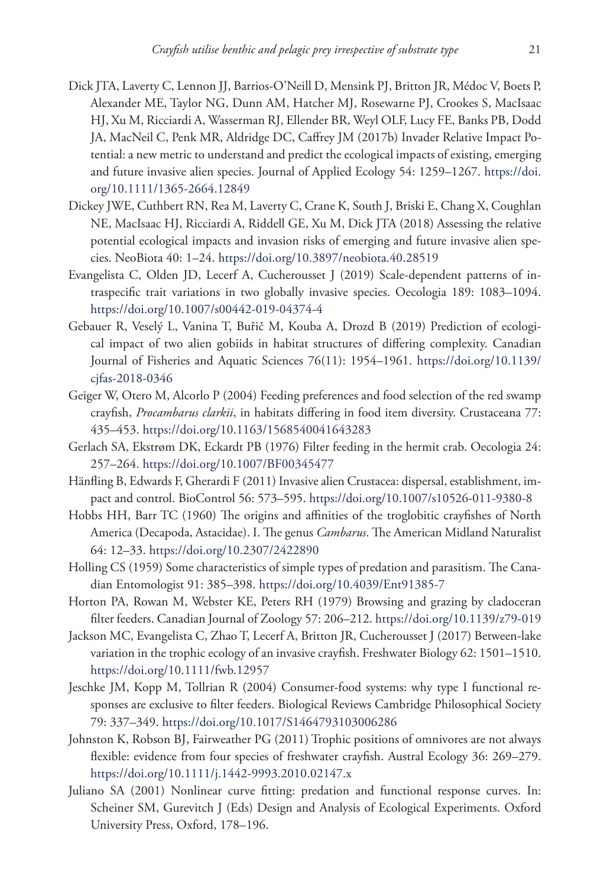Dick JTA, Laverty C, Lennon JJ, Barrios-O'Neill D, Mensink PJ, Britton JR, Médoc V, Boets P, Alexander ME, Taylor NG, Dunn AM, Hatcher MJ, Rosewarne PJ, Crookes S, MacIsaac HJ, Xu M, Ricciardi A, Wasserman RJ, Ellender BR, Weyl OLF, Lucy FE, Banks PB, Dodd JA, MacNeil C, Penk MR, Aldridge DC, Caffrey JM (2017b) Invader Relative Impact Potential: a new metric to understand and predict the ecological impacts of existing, emerging and future invasive alien species. Journal of Applied Ecology 54: 1259–1267. https://doi.org/10.1111/1365-2664.12849

Dickey JWE, Cuthbert RN, Rea M, Laverty C, Crane K, South J, Briski E, Chang X, Coughlan NE, MacIsaac HJ, Ricciardi A, Riddell GE, Xu M, Dick JTA (2018) Assessing the relative potential ecological impacts and invasion risks of emerging and future invasive alien species. NeoBiota 40: 1–24. https://doi.org/10.3897/neobiota.40.28519

Evangelista C, Olden JD, Lecerf A, Cucherousset J (2019) Scale-dependent patterns of intraspecific trait variations in two globally invasive species. Oecologia 189: 1083–1094. https://doi.org/10.1007/s00442-019-04374-4

Gebauer R, Veselý L, Vanina T, Buřič M, Kouba A, Drozd B (2019) Prediction of ecological impact of two alien gobiids in habitat structures of differing complexity. Canadian Journal of Fisheries and Aquatic Sciences 76(11): 1954–1961. https://doi.org/10.1139/cjfas-2018-0346

Geiger W, Otero M, Alcorlo P (2004) Feeding preferences and food selection of the red swamp crayfish, *Procambarus clarkii*, in habitats differing in food item diversity. Crustaceana 77: 435–453. https://doi.org/10.1163/1568540041643283

Gerlach SA, Ekstrøm DK, Eckardt PB (1976) Filter feeding in the hermit crab. Oecologia 24: 257–264. https://doi.org/10.1007/BF00345477

Hänfling B, Edwards F, Gherardi F (2011) Invasive alien Crustacea: dispersal, establishment, impact and control. BioControl 56: 573–595. https://doi.org/10.1007/s10526-011-9380-8

Hobbs HH, Barr TC (1960) The origins and affinities of the troglobitic crayfishes of North America (Decapoda, Astacidae). I. The genus *Cambarus*. The American Midland Naturalist 64: 12–33. https://doi.org/10.2307/2422890

Holling CS (1959) Some characteristics of simple types of predation and parasitism. The Canadian Entomologist 91: 385–398. https://doi.org/10.4039/Ent91385-7

Horton PA, Rowan M, Webster KE, Peters RH (1979) Browsing and grazing by cladoceran filter feeders. Canadian Journal of Zoology 57: 206–212. https://doi.org/10.1139/z79-019

Jackson MC, Evangelista C, Zhao T, Lecerf A, Britton JR, Cucherousset J (2017) Between-lake variation in the trophic ecology of an invasive crayfish. Freshwater Biology 62: 1501–1510. https://doi.org/10.1111/fwb.12957

Jeschke JM, Kopp M, Tollrian R (2004) Consumer-food systems: why type I functional responses are exclusive to filter feeders. Biological Reviews Cambridge Philosophical Society 79: 337–349. https://doi.org/10.1017/S1464793103006286

Johnston K, Robson BJ, Fairweather PG (2011) Trophic positions of omnivores are not always flexible: evidence from four species of freshwater crayfish. Austral Ecology 36: 269–279. https://doi.org/10.1111/j.1442-9993.2010.02147.x

Juliano SA (2001) Nonlinear curve fitting: predation and functional response curves. In: Scheiner SM, Gurevitch J (Eds) Design and Analysis of Ecological Experiments. Oxford University Press, Oxford, 178–196.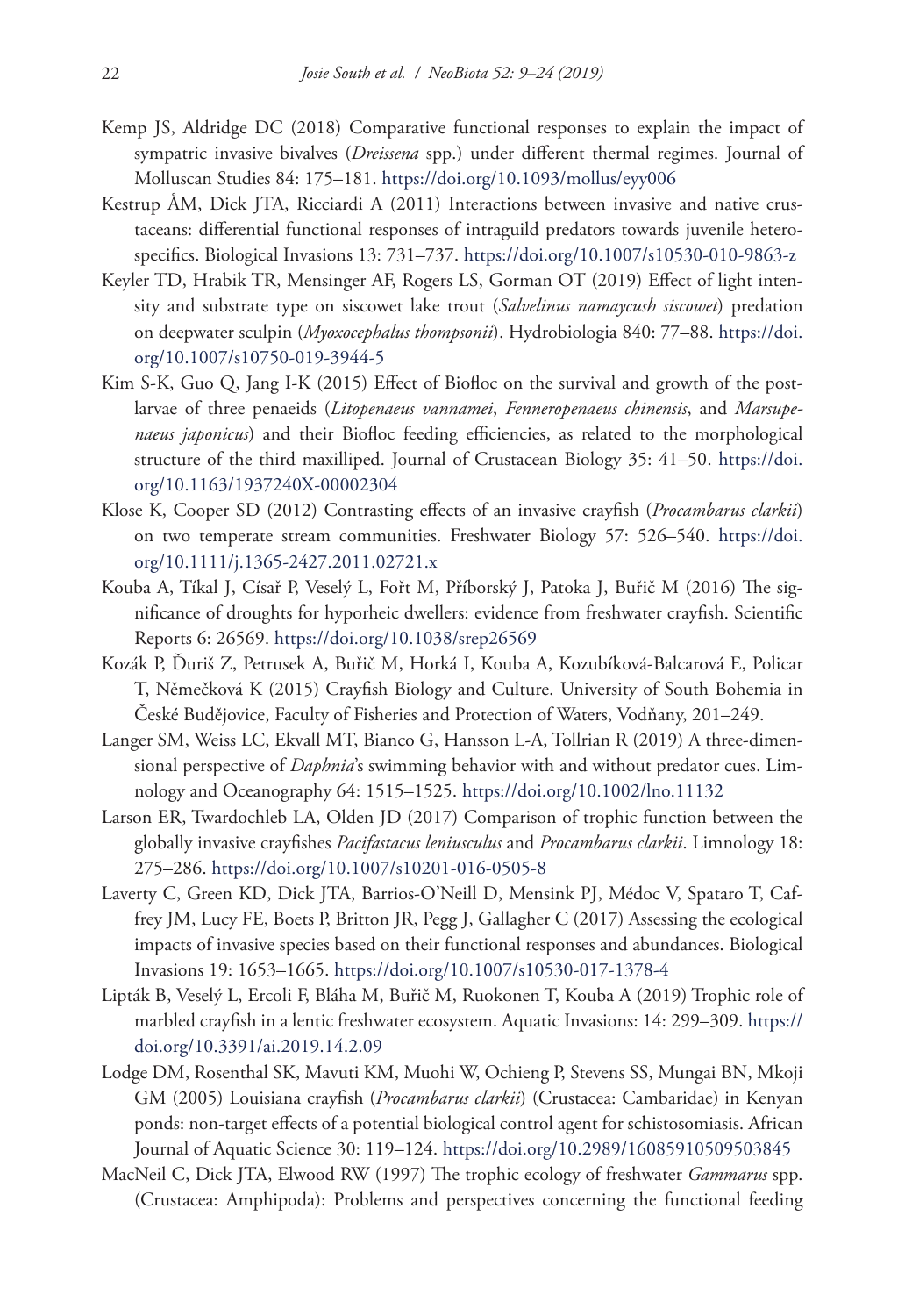Kemp JS, Aldridge DC (2018) Comparative functional responses to explain the impact of sympatric invasive bivalves (*Dreissena* spp.) under different thermal regimes. Journal of Molluscan Studies 84: 175–181. https://doi.org/10.1093/mollus/eyy006

Kestrup ÅM, Dick JTA, Ricciardi A (2011) Interactions between invasive and native crustaceans: differential functional responses of intraguild predators towards juvenile hetero-specifics. Biological Invasions 13: 731–737. https://doi.org/10.1007/s10530-010-9863-z

Keyler TD, Hrabik TR, Mensinger AF, Rogers LS, Gorman OT (2019) Effect of light intensity and substrate type on siscowet lake trout (*Salvelinus namaycush siscowet*) predation on deepwater sculpin (*Myoxocephalus thompsonii*). Hydrobiologia 840: 77–88. https://doi.org/10.1007/s10750-019-3944-5

Kim S-K, Guo Q, Jang I-K (2015) Effect of Biofloc on the survival and growth of the post-larvae of three penaeids (*Litopenaeus vannamei*, *Fenneropenaeus chinensis*, and *Marsupenaeus japonicus*) and their Biofloc feeding efficiencies, as related to the morphological structure of the third maxilliped. Journal of Crustacean Biology 35: 41–50. https://doi.org/10.1163/1937240X-00002304

Klose K, Cooper SD (2012) Contrasting effects of an invasive crayfish (*Procambarus clarkii*) on two temperate stream communities. Freshwater Biology 57: 526–540. https://doi.org/10.1111/j.1365-2427.2011.02721.x

Kouba A, Tíkal J, Císař P, Veselý L, Fořt M, Příborský J, Patoka J, Buřič M (2016) The significance of droughts for hyporheic dwellers: evidence from freshwater crayfish. Scientific Reports 6: 26569. https://doi.org/10.1038/srep26569

Kozák P, Ďuriš Z, Petrusek A, Buřič M, Horká I, Kouba A, Kozubíková-Balcarová E, Policar T, Němečková K (2015) Crayfish Biology and Culture. University of South Bohemia in České Budějovice, Faculty of Fisheries and Protection of Waters, Vodňany, 201–249.

Langer SM, Weiss LC, Ekvall MT, Bianco G, Hansson L-A, Tollrian R (2019) A three-dimensional perspective of *Daphnia*'s swimming behavior with and without predator cues. Limnology and Oceanography 64: 1515–1525. https://doi.org/10.1002/lno.11132

Larson ER, Twardochleb LA, Olden JD (2017) Comparison of trophic function between the globally invasive crayfishes *Pacifastacus leniusculus* and *Procambarus clarkii*. Limnology 18: 275–286. https://doi.org/10.1007/s10201-016-0505-8

Laverty C, Green KD, Dick JTA, Barrios-O'Neill D, Mensink PJ, Médoc V, Spataro T, Caffrey JM, Lucy FE, Boets P, Britton JR, Pegg J, Gallagher C (2017) Assessing the ecological impacts of invasive species based on their functional responses and abundances. Biological Invasions 19: 1653–1665. https://doi.org/10.1007/s10530-017-1378-4

Lipták B, Veselý L, Ercoli F, Bláha M, Buřič M, Ruokonen T, Kouba A (2019) Trophic role of marbled crayfish in a lentic freshwater ecosystem. Aquatic Invasions: 14: 299–309. https://doi.org/10.3391/ai.2019.14.2.09

Lodge DM, Rosenthal SK, Mavuti KM, Muohi W, Ochieng P, Stevens SS, Mungai BN, Mkoji GM (2005) Louisiana crayfish (*Procambarus clarkii*) (Crustacea: Cambaridae) in Kenyan ponds: non-target effects of a potential biological control agent for schistosomiasis. African Journal of Aquatic Science 30: 119–124. https://doi.org/10.2989/16085910509503845

MacNeil C, Dick JTA, Elwood RW (1997) The trophic ecology of freshwater *Gammarus* spp. (Crustacea: Amphipoda): Problems and perspectives concerning the functional feeding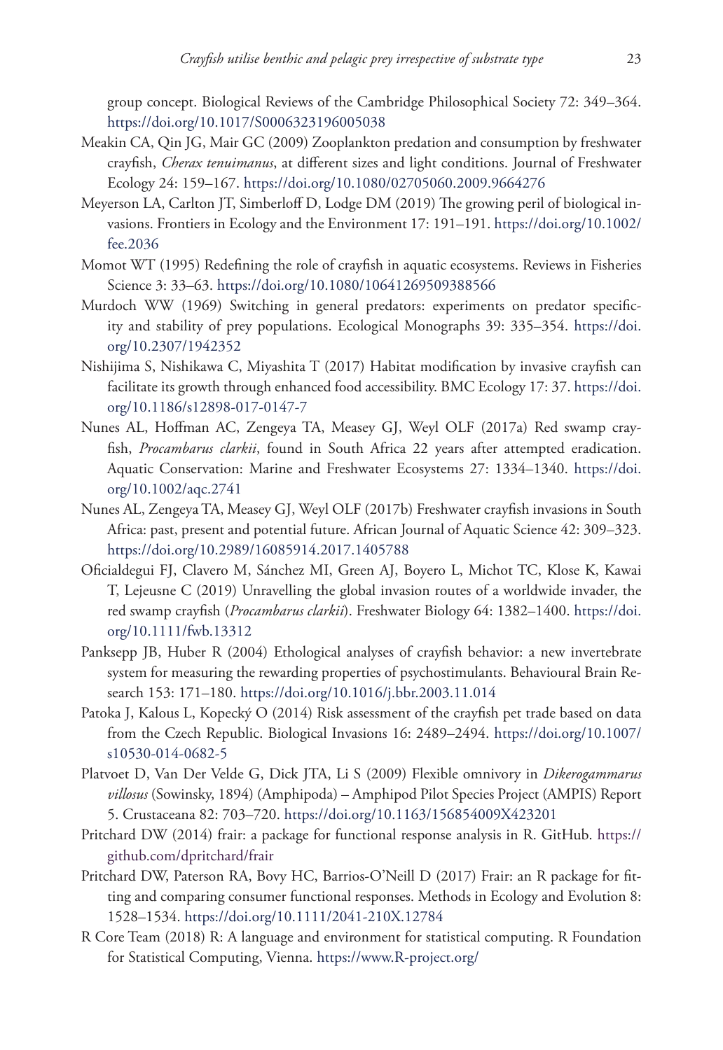group concept. Biological Reviews of the Cambridge Philosophical Society 72: 349–364. https://doi.org/10.1017/S0006323196005038

Meakin CA, Qin JG, Mair GC (2009) Zooplankton predation and consumption by freshwater crayfish, *Cherax tenuimanus*, at different sizes and light conditions. Journal of Freshwater Ecology 24: 159–167. https://doi.org/10.1080/02705060.2009.9664276

Meyerson LA, Carlton JT, Simberloff D, Lodge DM (2019) The growing peril of biological invasions. Frontiers in Ecology and the Environment 17: 191–191. https://doi.org/10.1002/fee.2036

Momot WT (1995) Redefining the role of crayfish in aquatic ecosystems. Reviews in Fisheries Science 3: 33–63. https://doi.org/10.1080/10641269509388566

Murdoch WW (1969) Switching in general predators: experiments on predator specificity and stability of prey populations. Ecological Monographs 39: 335–354. https://doi.org/10.2307/1942352

Nishijima S, Nishikawa C, Miyashita T (2017) Habitat modification by invasive crayfish can facilitate its growth through enhanced food accessibility. BMC Ecology 17: 37. https://doi.org/10.1186/s12898-017-0147-7

Nunes AL, Hoffman AC, Zengeya TA, Measey GJ, Weyl OLF (2017a) Red swamp crayfish, *Procambarus clarkii*, found in South Africa 22 years after attempted eradication. Aquatic Conservation: Marine and Freshwater Ecosystems 27: 1334–1340. https://doi.org/10.1002/aqc.2741

Nunes AL, Zengeya TA, Measey GJ, Weyl OLF (2017b) Freshwater crayfish invasions in South Africa: past, present and potential future. African Journal of Aquatic Science 42: 309–323. https://doi.org/10.2989/16085914.2017.1405788

Oficialdegui FJ, Clavero M, Sánchez MI, Green AJ, Boyero L, Michot TC, Klose K, Kawai T, Lejeusne C (2019) Unravelling the global invasion routes of a worldwide invader, the red swamp crayfish (*Procambarus clarkii*). Freshwater Biology 64: 1382–1400. https://doi.org/10.1111/fwb.13312

Panksepp JB, Huber R (2004) Ethological analyses of crayfish behavior: a new invertebrate system for measuring the rewarding properties of psychostimulants. Behavioural Brain Research 153: 171–180. https://doi.org/10.1016/j.bbr.2003.11.014

Patoka J, Kalous L, Kopecký O (2014) Risk assessment of the crayfish pet trade based on data from the Czech Republic. Biological Invasions 16: 2489–2494. https://doi.org/10.1007/s10530-014-0682-5

Platvoet D, Van Der Velde G, Dick JTA, Li S (2009) Flexible omnivory in *Dikerogammarus villosus* (Sowinsky, 1894) (Amphipoda) – Amphipod Pilot Species Project (AMPIS) Report 5. Crustaceana 82: 703–720. https://doi.org/10.1163/156854009X423201

Pritchard DW (2014) frair: a package for functional response analysis in R. GitHub. https://github.com/dpritchard/frair

Pritchard DW, Paterson RA, Bovy HC, Barrios-O'Neill D (2017) Frair: an R package for fitting and comparing consumer functional responses. Methods in Ecology and Evolution 8: 1528–1534. https://doi.org/10.1111/2041-210X.12784

R Core Team (2018) R: A language and environment for statistical computing. R Foundation for Statistical Computing, Vienna. https://www.R-project.org/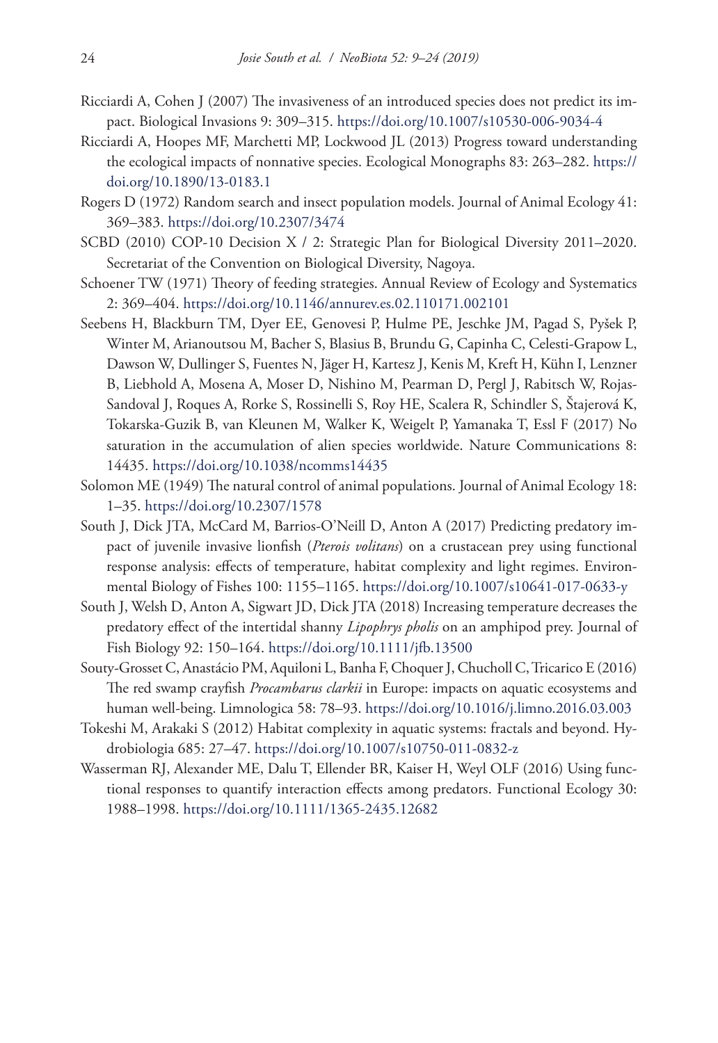Ricciardi A, Cohen J (2007) The invasiveness of an introduced species does not predict its impact. Biological Invasions 9: 309–315. https://doi.org/10.1007/s10530-006-9034-4

Ricciardi A, Hoopes MF, Marchetti MP, Lockwood JL (2013) Progress toward understanding the ecological impacts of nonnative species. Ecological Monographs 83: 263–282. https://doi.org/10.1890/13-0183.1

Rogers D (1972) Random search and insect population models. Journal of Animal Ecology 41: 369–383. https://doi.org/10.2307/3474

SCBD (2010) COP-10 Decision X / 2: Strategic Plan for Biological Diversity 2011–2020. Secretariat of the Convention on Biological Diversity, Nagoya.

Schoener TW (1971) Theory of feeding strategies. Annual Review of Ecology and Systematics 2: 369–404. https://doi.org/10.1146/annurev.es.02.110171.002101

Seebens H, Blackburn TM, Dyer EE, Genovesi P, Hulme PE, Jeschke JM, Pagad S, Pyšek P, Winter M, Arianoutsou M, Bacher S, Blasius B, Brundu G, Capinha C, Celesti-Grapow L, Dawson W, Dullinger S, Fuentes N, Jäger H, Kartesz J, Kenis M, Kreft H, Kühn I, Lenzner B, Liebhold A, Mosena A, Moser D, Nishino M, Pearman D, Pergl J, Rabitsch W, Rojas-Sandoval J, Roques A, Rorke S, Rossinelli S, Roy HE, Scalera R, Schindler S, Štajerová K, Tokarska-Guzik B, van Kleunen M, Walker K, Weigelt P, Yamanaka T, Essl F (2017) No saturation in the accumulation of alien species worldwide. Nature Communications 8: 14435. https://doi.org/10.1038/ncomms14435

Solomon ME (1949) The natural control of animal populations. Journal of Animal Ecology 18: 1–35. https://doi.org/10.2307/1578

South J, Dick JTA, McCard M, Barrios-O'Neill D, Anton A (2017) Predicting predatory impact of juvenile invasive lionfish (*Pterois volitans*) on a crustacean prey using functional response analysis: effects of temperature, habitat complexity and light regimes. Environmental Biology of Fishes 100: 1155–1165. https://doi.org/10.1007/s10641-017-0633-y

South J, Welsh D, Anton A, Sigwart JD, Dick JTA (2018) Increasing temperature decreases the predatory effect of the intertidal shanny *Lipophrys pholis* on an amphipod prey. Journal of Fish Biology 92: 150–164. https://doi.org/10.1111/jfb.13500

Souty-Grosset C, Anastácio PM, Aquiloni L, Banha F, Choquer J, Chucholl C, Tricarico E (2016) The red swamp crayfish *Procambarus clarkii* in Europe: impacts on aquatic ecosystems and human well-being. Limnologica 58: 78–93. https://doi.org/10.1016/j.limno.2016.03.003

Tokeshi M, Arakaki S (2012) Habitat complexity in aquatic systems: fractals and beyond. Hydrobiologia 685: 27–47. https://doi.org/10.1007/s10750-011-0832-z

Wasserman RJ, Alexander ME, Dalu T, Ellender BR, Kaiser H, Weyl OLF (2016) Using functional responses to quantify interaction effects among predators. Functional Ecology 30: 1988–1998. https://doi.org/10.1111/1365-2435.12682